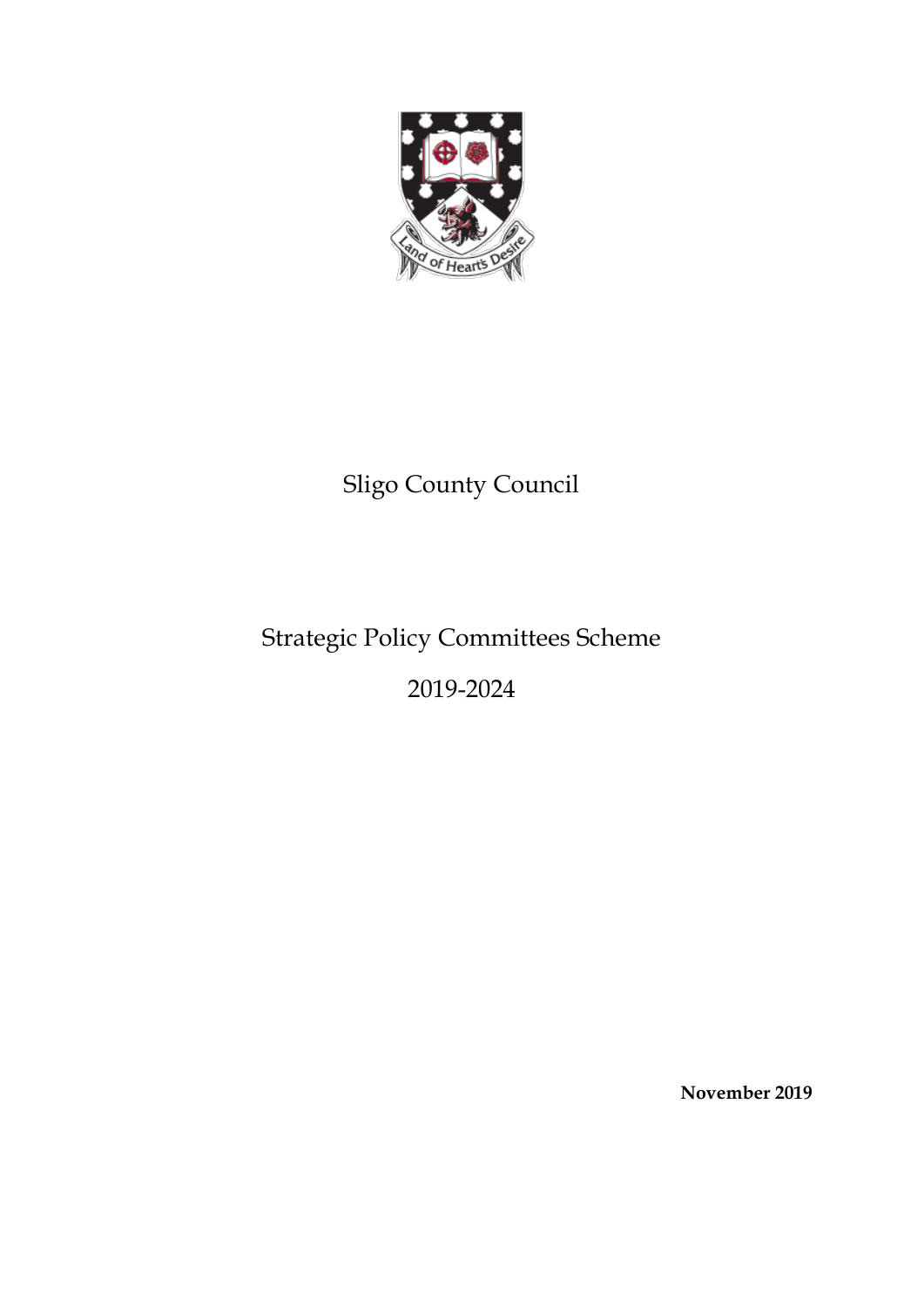# Sligo County Council

## Strategic Policy Committees Scheme

## 2019-2024

**November 2019**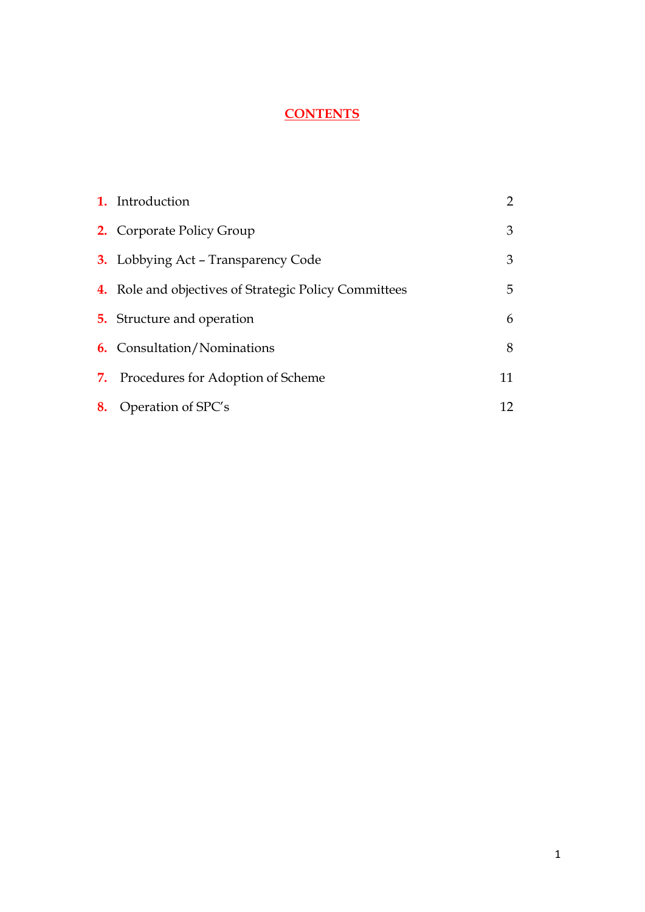# CONTENTS

| | | |
|---|---|---|
| **1.** | Introduction | 2 |
| **2.** | Corporate Policy Group | 3 |
| **3.** | Lobbying Act – Transparency Code | 3 |
| **4.** | Role and objectives of Strategic Policy Committees | 5 |
| **5.** | Structure and operation | 6 |
| **6.** | Consultation/Nominations | 8 |
| **7.** | Procedures for Adoption of Scheme | 11 |
| **8.** | Operation of SPC's | 12 |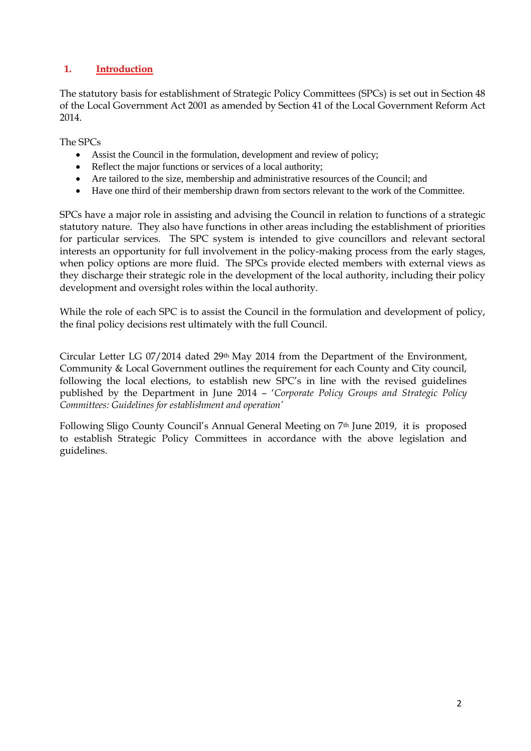## 1. Introduction

The statutory basis for establishment of Strategic Policy Committees (SPCs) is set out in Section 48 of the Local Government Act 2001 as amended by Section 41 of the Local Government Reform Act 2014.

The SPCs

- Assist the Council in the formulation, development and review of policy;
- Reflect the major functions or services of a local authority;
- Are tailored to the size, membership and administrative resources of the Council; and
- Have one third of their membership drawn from sectors relevant to the work of the Committee.

SPCs have a major role in assisting and advising the Council in relation to functions of a strategic statutory nature. They also have functions in other areas including the establishment of priorities for particular services. The SPC system is intended to give councillors and relevant sectoral interests an opportunity for full involvement in the policy-making process from the early stages, when policy options are more fluid. The SPCs provide elected members with external views as they discharge their strategic role in the development of the local authority, including their policy development and oversight roles within the local authority.

While the role of each SPC is to assist the Council in the formulation and development of policy, the final policy decisions rest ultimately with the full Council.

Circular Letter LG 07/2014 dated 29th May 2014 from the Department of the Environment, Community & Local Government outlines the requirement for each County and City council, following the local elections, to establish new SPC's in line with the revised guidelines published by the Department in June 2014 – '*Corporate Policy Groups and Strategic Policy Committees: Guidelines for establishment and operation'*

Following Sligo County Council's Annual General Meeting on 7th June 2019, it is proposed to establish Strategic Policy Committees in accordance with the above legislation and guidelines.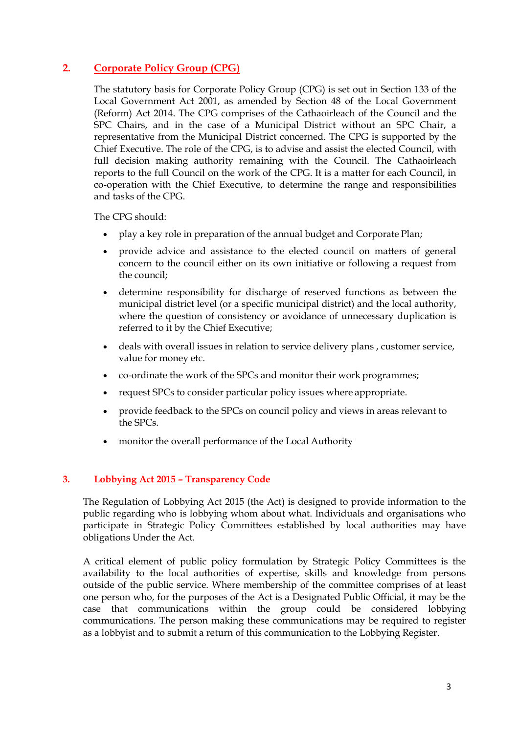## 2. Corporate Policy Group (CPG)

The statutory basis for Corporate Policy Group (CPG) is set out in Section 133 of the Local Government Act 2001, as amended by Section 48 of the Local Government (Reform) Act 2014. The CPG comprises of the Cathaoirleach of the Council and the SPC Chairs, and in the case of a Municipal District without an SPC Chair, a representative from the Municipal District concerned. The CPG is supported by the Chief Executive. The role of the CPG, is to advise and assist the elected Council, with full decision making authority remaining with the Council. The Cathaoirleach reports to the full Council on the work of the CPG. It is a matter for each Council, in co-operation with the Chief Executive, to determine the range and responsibilities and tasks of the CPG.

The CPG should:

- play a key role in preparation of the annual budget and Corporate Plan;
- provide advice and assistance to the elected council on matters of general concern to the council either on its own initiative or following a request from the council;
- determine responsibility for discharge of reserved functions as between the municipal district level (or a specific municipal district) and the local authority, where the question of consistency or avoidance of unnecessary duplication is referred to it by the Chief Executive;
- deals with overall issues in relation to service delivery plans , customer service, value for money etc.
- co-ordinate the work of the SPCs and monitor their work programmes;
- request SPCs to consider particular policy issues where appropriate.
- provide feedback to the SPCs on council policy and views in areas relevant to the SPCs.
- monitor the overall performance of the Local Authority

## 3. Lobbying Act 2015 – Transparency Code

The Regulation of Lobbying Act 2015 (the Act) is designed to provide information to the public regarding who is lobbying whom about what. Individuals and organisations who participate in Strategic Policy Committees established by local authorities may have obligations Under the Act.

A critical element of public policy formulation by Strategic Policy Committees is the availability to the local authorities of expertise, skills and knowledge from persons outside of the public service. Where membership of the committee comprises of at least one person who, for the purposes of the Act is a Designated Public Official, it may be the case that communications within the group could be considered lobbying communications. The person making these communications may be required to register as a lobbyist and to submit a return of this communication to the Lobbying Register.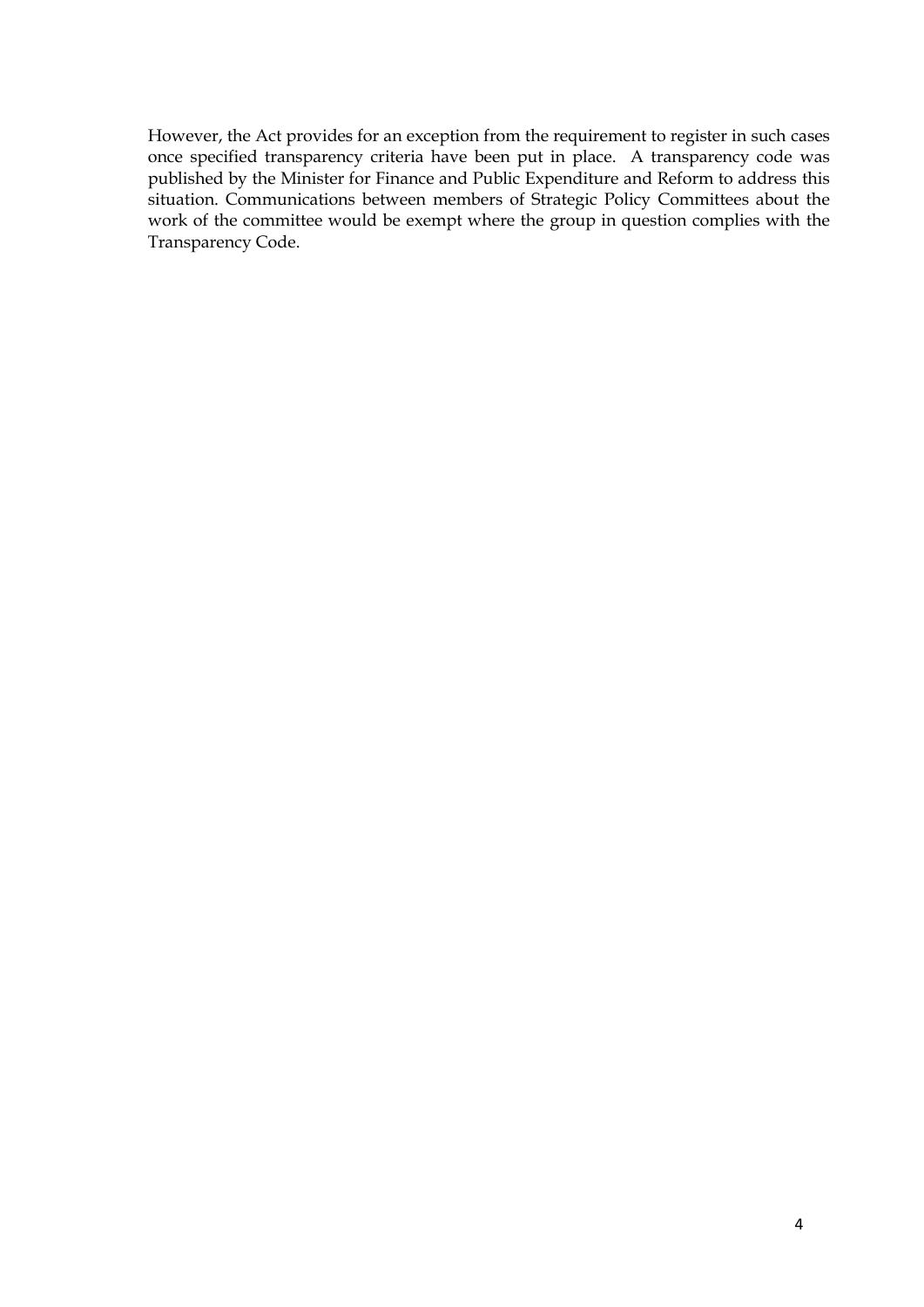However, the Act provides for an exception from the requirement to register in such cases once specified transparency criteria have been put in place. A transparency code was published by the Minister for Finance and Public Expenditure and Reform to address this situation. Communications between members of Strategic Policy Committees about the work of the committee would be exempt where the group in question complies with the Transparency Code.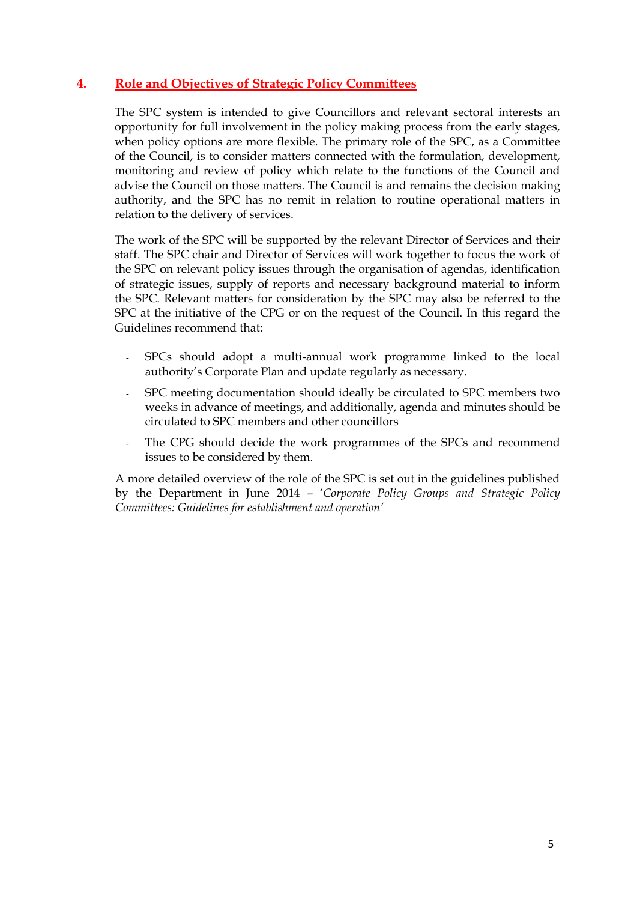## 4. Role and Objectives of Strategic Policy Committees

The SPC system is intended to give Councillors and relevant sectoral interests an opportunity for full involvement in the policy making process from the early stages, when policy options are more flexible. The primary role of the SPC, as a Committee of the Council, is to consider matters connected with the formulation, development, monitoring and review of policy which relate to the functions of the Council and advise the Council on those matters. The Council is and remains the decision making authority, and the SPC has no remit in relation to routine operational matters in relation to the delivery of services.

The work of the SPC will be supported by the relevant Director of Services and their staff. The SPC chair and Director of Services will work together to focus the work of the SPC on relevant policy issues through the organisation of agendas, identification of strategic issues, supply of reports and necessary background material to inform the SPC. Relevant matters for consideration by the SPC may also be referred to the SPC at the initiative of the CPG or on the request of the Council. In this regard the Guidelines recommend that:

- SPCs should adopt a multi-annual work programme linked to the local authority's Corporate Plan and update regularly as necessary.
- SPC meeting documentation should ideally be circulated to SPC members two weeks in advance of meetings, and additionally, agenda and minutes should be circulated to SPC members and other councillors
- The CPG should decide the work programmes of the SPCs and recommend issues to be considered by them.

A more detailed overview of the role of the SPC is set out in the guidelines published by the Department in June 2014 – '*Corporate Policy Groups and Strategic Policy Committees: Guidelines for establishment and operation*'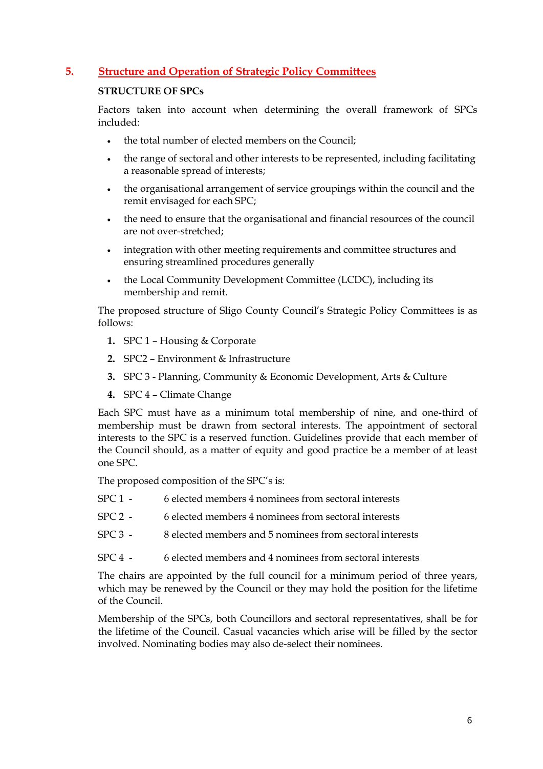## 5. Structure and Operation of Strategic Policy Committees

**STRUCTURE OF SPCs**

Factors taken into account when determining the overall framework of SPCs included:

- the total number of elected members on the Council;
- the range of sectoral and other interests to be represented, including facilitating a reasonable spread of interests;
- the organisational arrangement of service groupings within the council and the remit envisaged for each SPC;
- the need to ensure that the organisational and financial resources of the council are not over-stretched;
- integration with other meeting requirements and committee structures and ensuring streamlined procedures generally
- the Local Community Development Committee (LCDC), including its membership and remit.

The proposed structure of Sligo County Council's Strategic Policy Committees is as follows:

1. SPC 1 – Housing & Corporate
2. SPC2 – Environment & Infrastructure
3. SPC 3 - Planning, Community & Economic Development, Arts & Culture
4. SPC 4 – Climate Change

Each SPC must have as a minimum total membership of nine, and one-third of membership must be drawn from sectoral interests. The appointment of sectoral interests to the SPC is a reserved function. Guidelines provide that each member of the Council should, as a matter of equity and good practice be a member of at least one SPC.

The proposed composition of the SPC's is:

SPC 1 - 6 elected members 4 nominees from sectoral interests

SPC 2 - 6 elected members 4 nominees from sectoral interests

SPC 3 - 8 elected members and 5 nominees from sectoral interests

SPC 4 - 6 elected members and 4 nominees from sectoral interests

The chairs are appointed by the full council for a minimum period of three years, which may be renewed by the Council or they may hold the position for the lifetime of the Council.

Membership of the SPCs, both Councillors and sectoral representatives, shall be for the lifetime of the Council. Casual vacancies which arise will be filled by the sector involved. Nominating bodies may also de-select their nominees.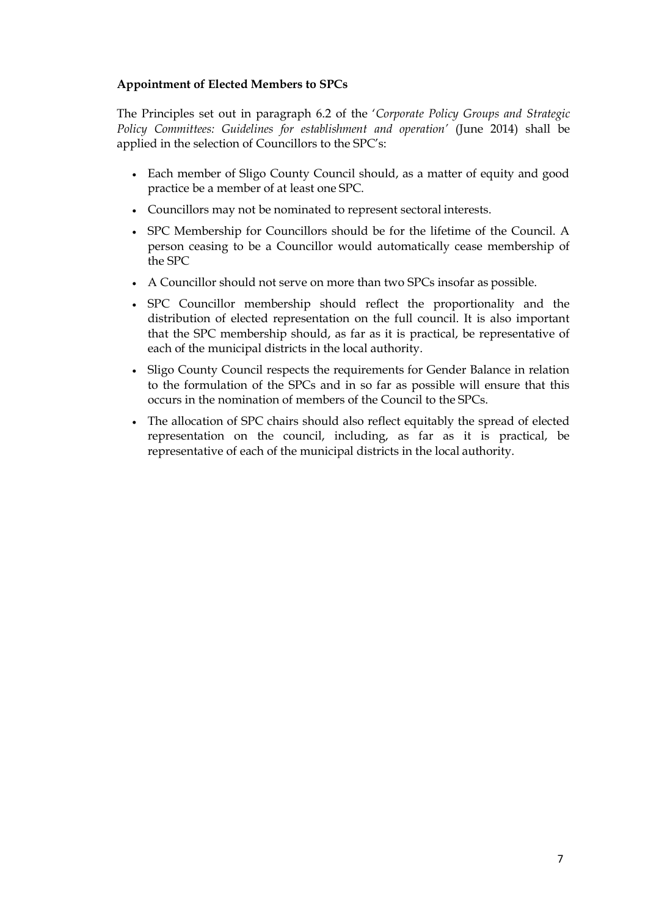**Appointment of Elected Members to SPCs**

The Principles set out in paragraph 6.2 of the '*Corporate Policy Groups and Strategic Policy Committees: Guidelines for establishment and operation'* (June 2014) shall be applied in the selection of Councillors to the SPC's:

- Each member of Sligo County Council should, as a matter of equity and good practice be a member of at least one SPC.
- Councillors may not be nominated to represent sectoral interests.
- SPC Membership for Councillors should be for the lifetime of the Council. A person ceasing to be a Councillor would automatically cease membership of the SPC
- A Councillor should not serve on more than two SPCs insofar as possible.
- SPC Councillor membership should reflect the proportionality and the distribution of elected representation on the full council. It is also important that the SPC membership should, as far as it is practical, be representative of each of the municipal districts in the local authority.
- Sligo County Council respects the requirements for Gender Balance in relation to the formulation of the SPCs and in so far as possible will ensure that this occurs in the nomination of members of the Council to the SPCs.
- The allocation of SPC chairs should also reflect equitably the spread of elected representation on the council, including, as far as it is practical, be representative of each of the municipal districts in the local authority.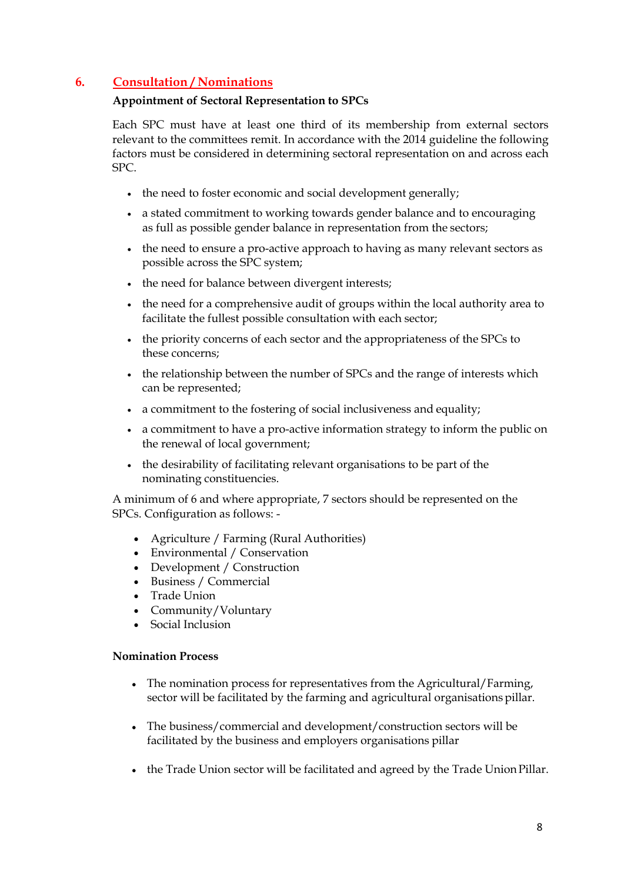## 6. Consultation / Nominations

**Appointment of Sectoral Representation to SPCs**

Each SPC must have at least one third of its membership from external sectors relevant to the committees remit. In accordance with the 2014 guideline the following factors must be considered in determining sectoral representation on and across each SPC.

- the need to foster economic and social development generally;
- a stated commitment to working towards gender balance and to encouraging as full as possible gender balance in representation from the sectors;
- the need to ensure a pro-active approach to having as many relevant sectors as possible across the SPC system;
- the need for balance between divergent interests;
- the need for a comprehensive audit of groups within the local authority area to facilitate the fullest possible consultation with each sector;
- the priority concerns of each sector and the appropriateness of the SPCs to these concerns;
- the relationship between the number of SPCs and the range of interests which can be represented;
- a commitment to the fostering of social inclusiveness and equality;
- a commitment to have a pro-active information strategy to inform the public on the renewal of local government;
- the desirability of facilitating relevant organisations to be part of the nominating constituencies.

A minimum of 6 and where appropriate, 7 sectors should be represented on the SPCs. Configuration as follows: -

- Agriculture / Farming (Rural Authorities)
- Environmental / Conservation
- Development / Construction
- Business / Commercial
- Trade Union
- Community/Voluntary
- Social Inclusion

**Nomination Process**

- The nomination process for representatives from the Agricultural/Farming, sector will be facilitated by the farming and agricultural organisations pillar.
- The business/commercial and development/construction sectors will be facilitated by the business and employers organisations pillar
- the Trade Union sector will be facilitated and agreed by the Trade Union Pillar.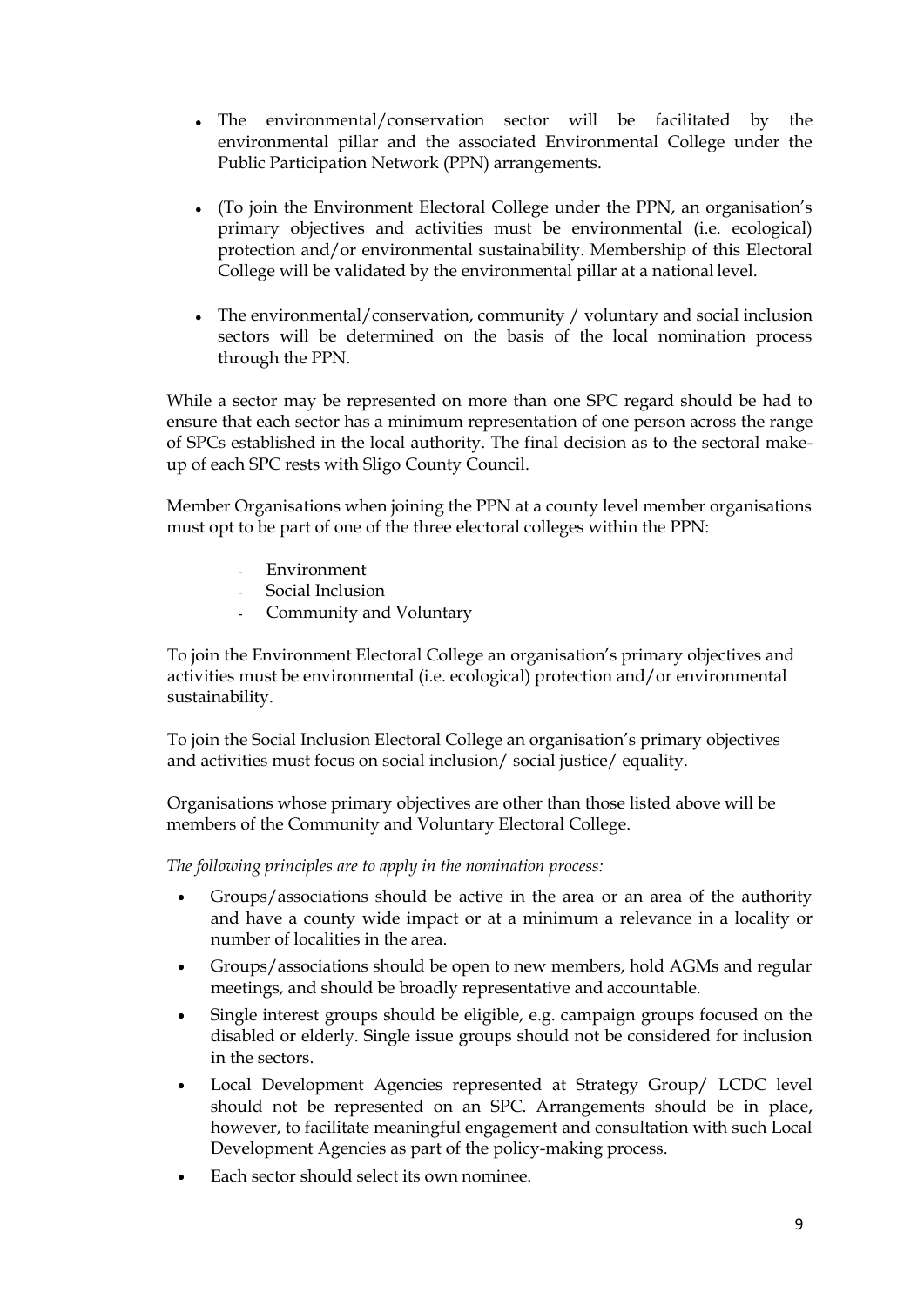- The environmental/conservation sector will be facilitated by the environmental pillar and the associated Environmental College under the Public Participation Network (PPN) arrangements.
- (To join the Environment Electoral College under the PPN, an organisation's primary objectives and activities must be environmental (i.e. ecological) protection and/or environmental sustainability. Membership of this Electoral College will be validated by the environmental pillar at a national level.
- The environmental/conservation, community / voluntary and social inclusion sectors will be determined on the basis of the local nomination process through the PPN.

While a sector may be represented on more than one SPC regard should be had to ensure that each sector has a minimum representation of one person across the range of SPCs established in the local authority. The final decision as to the sectoral make-up of each SPC rests with Sligo County Council.

Member Organisations when joining the PPN at a county level member organisations must opt to be part of one of the three electoral colleges within the PPN:

- Environment
- Social Inclusion
- Community and Voluntary

To join the Environment Electoral College an organisation's primary objectives and activities must be environmental (i.e. ecological) protection and/or environmental sustainability.

To join the Social Inclusion Electoral College an organisation's primary objectives and activities must focus on social inclusion/ social justice/ equality.

Organisations whose primary objectives are other than those listed above will be members of the Community and Voluntary Electoral College.

*The following principles are to apply in the nomination process:*

- Groups/associations should be active in the area or an area of the authority and have a county wide impact or at a minimum a relevance in a locality or number of localities in the area.
- Groups/associations should be open to new members, hold AGMs and regular meetings, and should be broadly representative and accountable.
- Single interest groups should be eligible, e.g. campaign groups focused on the disabled or elderly. Single issue groups should not be considered for inclusion in the sectors.
- Local Development Agencies represented at Strategy Group/ LCDC level should not be represented on an SPC. Arrangements should be in place, however, to facilitate meaningful engagement and consultation with such Local Development Agencies as part of the policy-making process.
- Each sector should select its own nominee.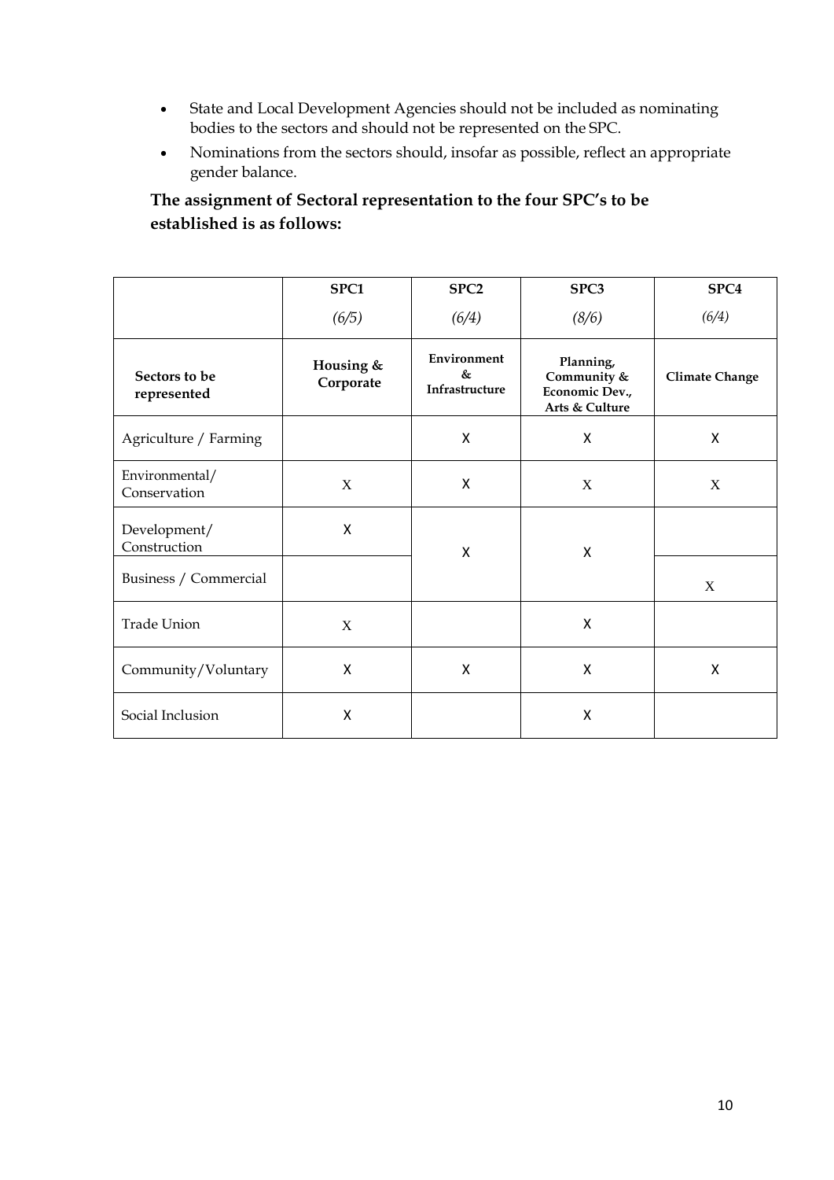- State and Local Development Agencies should not be included as nominating bodies to the sectors and should not be represented on the SPC.
- Nominations from the sectors should, insofar as possible, reflect an appropriate gender balance.

**The assignment of Sectoral representation to the four SPC's to be established is as follows:**

| | SPC1 *(6/5)* | SPC2 *(6/4)* | SPC3 *(8/6)* | SPC4 *(6/4)* |
|---|---|---|---|---|
| **Sectors to be represented** | **Housing & Corporate** | **Environment & Infrastructure** | **Planning, Community & Economic Dev., Arts & Culture** | **Climate Change** |
| Agriculture / Farming | | X | X | X |
| Environmental/ Conservation | X | X | X | X |
| Development/ Construction | X | X | X | |
| Business / Commercial | | | | X |
| Trade Union | X | | X | |
| Community/Voluntary | X | X | X | X |
| Social Inclusion | X | | X | |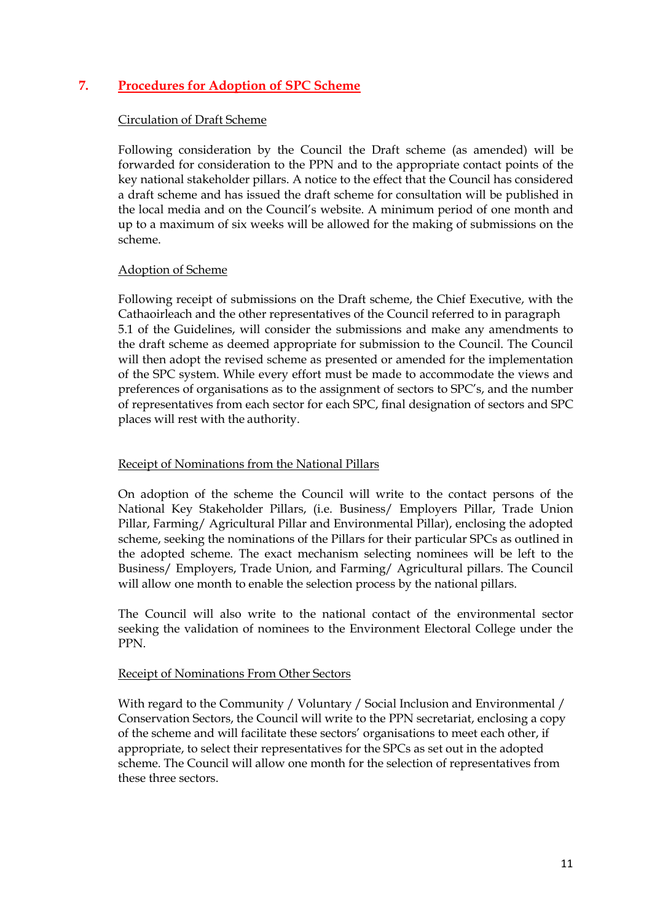## 7. Procedures for Adoption of SPC Scheme

Circulation of Draft Scheme

Following consideration by the Council the Draft scheme (as amended) will be forwarded for consideration to the PPN and to the appropriate contact points of the key national stakeholder pillars. A notice to the effect that the Council has considered a draft scheme and has issued the draft scheme for consultation will be published in the local media and on the Council's website. A minimum period of one month and up to a maximum of six weeks will be allowed for the making of submissions on the scheme.

Adoption of Scheme

Following receipt of submissions on the Draft scheme, the Chief Executive, with the Cathaoirleach and the other representatives of the Council referred to in paragraph 5.1 of the Guidelines, will consider the submissions and make any amendments to the draft scheme as deemed appropriate for submission to the Council. The Council will then adopt the revised scheme as presented or amended for the implementation of the SPC system. While every effort must be made to accommodate the views and preferences of organisations as to the assignment of sectors to SPC's, and the number of representatives from each sector for each SPC, final designation of sectors and SPC places will rest with the authority.

Receipt of Nominations from the National Pillars

On adoption of the scheme the Council will write to the contact persons of the National Key Stakeholder Pillars, (i.e. Business/ Employers Pillar, Trade Union Pillar, Farming/ Agricultural Pillar and Environmental Pillar), enclosing the adopted scheme, seeking the nominations of the Pillars for their particular SPCs as outlined in the adopted scheme. The exact mechanism selecting nominees will be left to the Business/ Employers, Trade Union, and Farming/ Agricultural pillars. The Council will allow one month to enable the selection process by the national pillars.

The Council will also write to the national contact of the environmental sector seeking the validation of nominees to the Environment Electoral College under the PPN.

Receipt of Nominations From Other Sectors

With regard to the Community / Voluntary / Social Inclusion and Environmental / Conservation Sectors, the Council will write to the PPN secretariat, enclosing a copy of the scheme and will facilitate these sectors' organisations to meet each other, if appropriate, to select their representatives for the SPCs as set out in the adopted scheme. The Council will allow one month for the selection of representatives from these three sectors.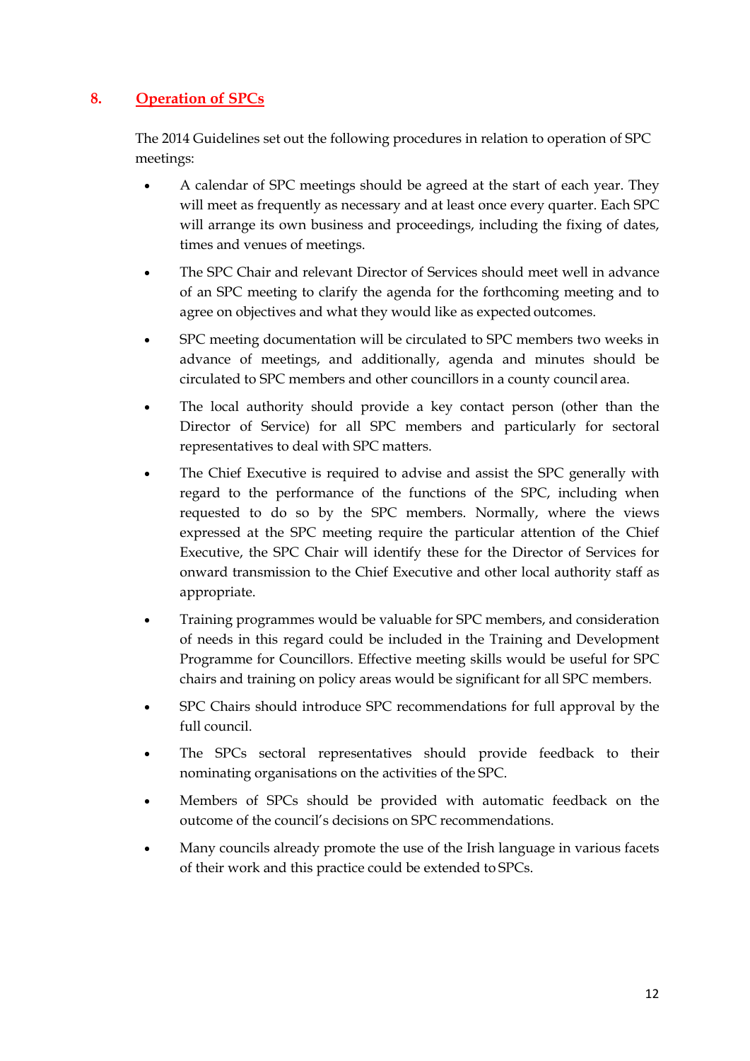## 8. Operation of SPCs

The 2014 Guidelines set out the following procedures in relation to operation of SPC meetings:

- A calendar of SPC meetings should be agreed at the start of each year. They will meet as frequently as necessary and at least once every quarter. Each SPC will arrange its own business and proceedings, including the fixing of dates, times and venues of meetings.
- The SPC Chair and relevant Director of Services should meet well in advance of an SPC meeting to clarify the agenda for the forthcoming meeting and to agree on objectives and what they would like as expected outcomes.
- SPC meeting documentation will be circulated to SPC members two weeks in advance of meetings, and additionally, agenda and minutes should be circulated to SPC members and other councillors in a county council area.
- The local authority should provide a key contact person (other than the Director of Service) for all SPC members and particularly for sectoral representatives to deal with SPC matters.
- The Chief Executive is required to advise and assist the SPC generally with regard to the performance of the functions of the SPC, including when requested to do so by the SPC members. Normally, where the views expressed at the SPC meeting require the particular attention of the Chief Executive, the SPC Chair will identify these for the Director of Services for onward transmission to the Chief Executive and other local authority staff as appropriate.
- Training programmes would be valuable for SPC members, and consideration of needs in this regard could be included in the Training and Development Programme for Councillors. Effective meeting skills would be useful for SPC chairs and training on policy areas would be significant for all SPC members.
- SPC Chairs should introduce SPC recommendations for full approval by the full council.
- The SPCs sectoral representatives should provide feedback to their nominating organisations on the activities of the SPC.
- Members of SPCs should be provided with automatic feedback on the outcome of the council's decisions on SPC recommendations.
- Many councils already promote the use of the Irish language in various facets of their work and this practice could be extended to SPCs.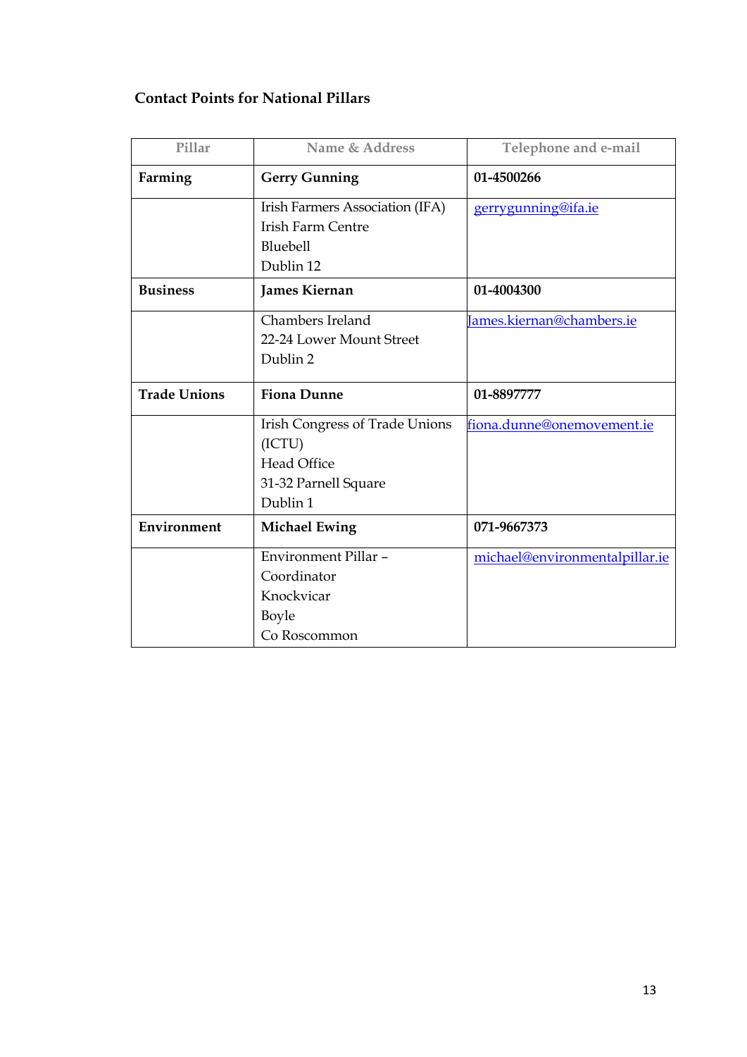**Contact Points for National Pillars**

| Pillar | Name & Address | Telephone and e-mail |
|---|---|---|
| **Farming** | **Gerry Gunning** | **01-4500266** |
| | Irish Farmers Association (IFA)<br>Irish Farm Centre<br>Bluebell<br>Dublin 12 | gerrygunning@ifa.ie |
| **Business** | **James Kiernan** | **01-4004300** |
| | Chambers Ireland<br>22-24 Lower Mount Street<br>Dublin 2 | James.kiernan@chambers.ie |
| **Trade Unions** | **Fiona Dunne** | **01-8897777** |
| | Irish Congress of Trade Unions (ICTU)<br>Head Office<br>31-32 Parnell Square<br>Dublin 1 | fiona.dunne@onemovement.ie |
| **Environment** | **Michael Ewing** | **071-9667373** |
| | Environment Pillar – Coordinator<br>Knockvicar<br>Boyle<br>Co Roscommon | michael@environmentalpillar.ie |